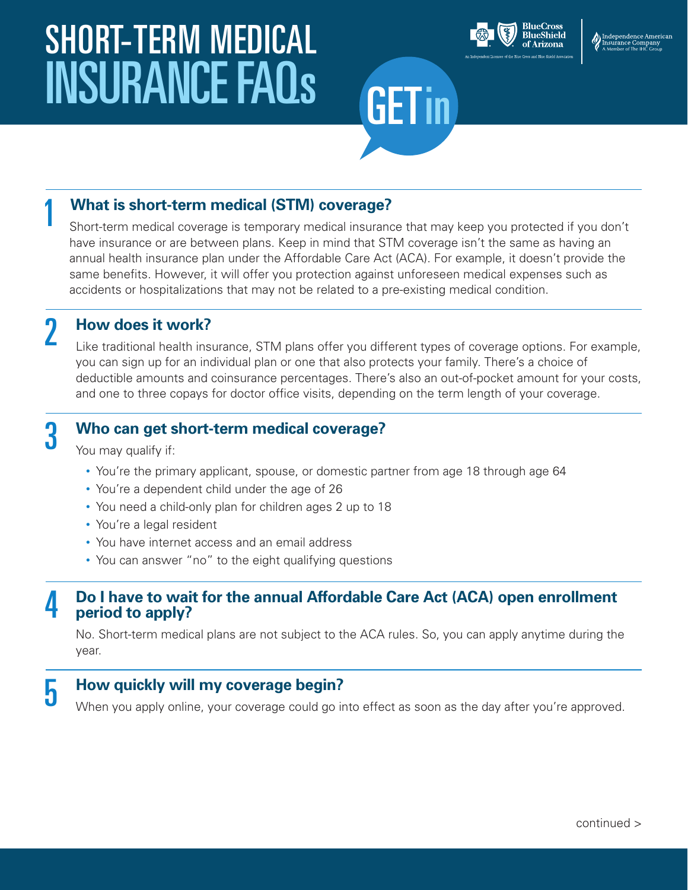# SHORT-TERM MEDICAL INSURANCE FAQs

GET in

BlueCross BlueShield of Arizona

An Independent Licensee of the Blue Cross and Blue Shield Association

Independence American Insurance Company
A Member of The IHC Group

## 1 What is short-term medical (STM) coverage?

Short-term medical coverage is temporary medical insurance that may keep you protected if you don't have insurance or are between plans. Keep in mind that STM coverage isn't the same as having an annual health insurance plan under the Affordable Care Act (ACA). For example, it doesn't provide the same benefits. However, it will offer you protection against unforeseen medical expenses such as accidents or hospitalizations that may not be related to a pre-existing medical condition.

## 2 How does it work?

Like traditional health insurance, STM plans offer you different types of coverage options. For example, you can sign up for an individual plan or one that also protects your family. There's a choice of deductible amounts and coinsurance percentages. There's also an out-of-pocket amount for your costs, and one to three copays for doctor office visits, depending on the term length of your coverage.

## 3 Who can get short-term medical coverage?

You may qualify if:

- You're the primary applicant, spouse, or domestic partner from age 18 through age 64
- You're a dependent child under the age of 26
- You need a child-only plan for children ages 2 up to 18
- You're a legal resident
- You have internet access and an email address
- You can answer "no" to the eight qualifying questions

## 4 Do I have to wait for the annual Affordable Care Act (ACA) open enrollment period to apply?

No. Short-term medical plans are not subject to the ACA rules. So, you can apply anytime during the year.

## 5 How quickly will my coverage begin?

When you apply online, your coverage could go into effect as soon as the day after you're approved.

continued >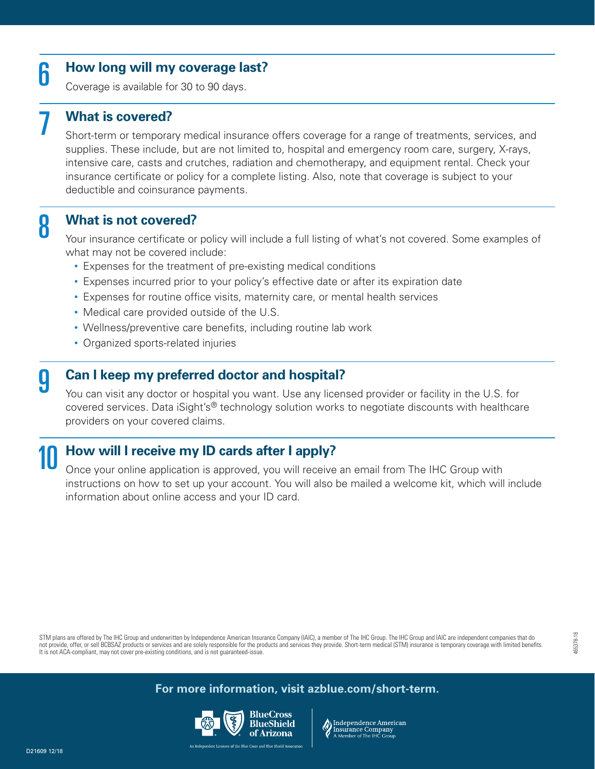## 6 How long will my coverage last?

Coverage is available for 30 to 90 days.

## 7 What is covered?

Short-term or temporary medical insurance offers coverage for a range of treatments, services, and supplies. These include, but are not limited to, hospital and emergency room care, surgery, X-rays, intensive care, casts and crutches, radiation and chemotherapy, and equipment rental. Check your insurance certificate or policy for a complete listing. Also, note that coverage is subject to your deductible and coinsurance payments.

## 8 What is not covered?

Your insurance certificate or policy will include a full listing of what's not covered. Some examples of what may not be covered include:

- Expenses for the treatment of pre-existing medical conditions
- Expenses incurred prior to your policy's effective date or after its expiration date
- Expenses for routine office visits, maternity care, or mental health services
- Medical care provided outside of the U.S.
- Wellness/preventive care benefits, including routine lab work
- Organized sports-related injuries

## 9 Can I keep my preferred doctor and hospital?

You can visit any doctor or hospital you want. Use any licensed provider or facility in the U.S. for covered services. Data iSight's® technology solution works to negotiate discounts with healthcare providers on your covered claims.

## 10 How will I receive my ID cards after I apply?

Once your online application is approved, you will receive an email from The IHC Group with instructions on how to set up your account. You will also be mailed a welcome kit, which will include information about online access and your ID card.

STM plans are offered by The IHC Group and underwritten by Independence American Insurance Company (IAIC), a member of The IHC Group. The IHC Group and IAIC are independent companies that do not provide, offer, or sell BCBSAZ products or services and are solely responsible for the products and services they provide. Short-term medical (STM) insurance is temporary coverage with limited benefits. It is not ACA-compliant, may not cover pre-existing conditions, and is not guaranteed-issue.

465378-18

**For more information, visit azblue.com/short-term.**

BlueCross BlueShield of Arizona

An Independent Licensee of the Blue Cross and Blue Shield Association

Independence American Insurance Company
A Member of The IHC Group

D21609 12/18